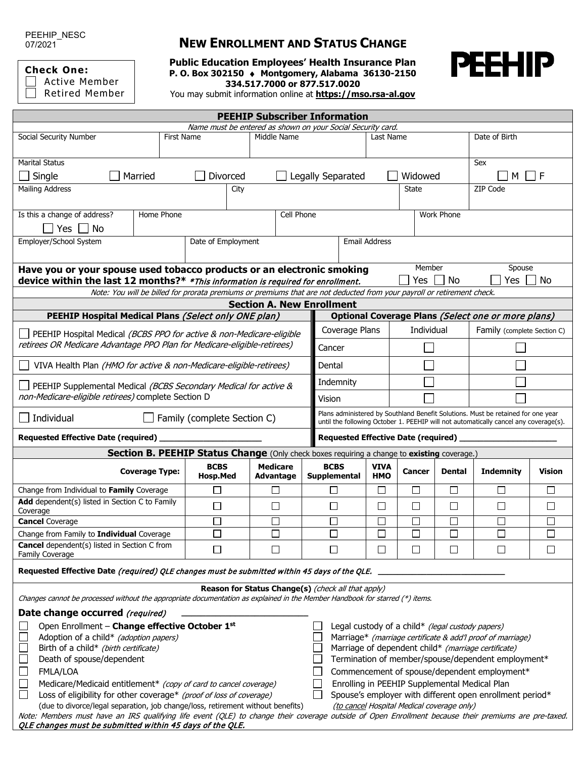PEEHIP_NESC
07/2021

**Check One:**
- ☐ Active Member
- ☐ Retired Member

# NEW ENROLLMENT AND STATUS CHANGE

**Public Education Employees' Health Insurance Plan**
**P. O. Box 302150 ♦ Montgomery, Alabama 36130-2150**
**334.517.7000 or 877.517.0020**
You may submit information online at **https://mso.rsa-al.gov**

PEEHIP

## PEEHIP Subscriber Information

*Name must be entered as shown on your Social Security card.*

| Social Security Number | First Name | Middle Name | Last Name | Date of Birth |
|---|---|---|---|---|
| | | | | |

Marital Status: ☐ Single ☐ Married ☐ Divorced ☐ Legally Separated ☐ Widowed

Sex: ☐ M ☐ F

| Mailing Address | City | State | ZIP Code |
|---|---|---|---|
| | | | |

| Is this a change of address? | Home Phone | Cell Phone | Work Phone |
|---|---|---|---|
| ☐ Yes ☐ No | | | |

| Employer/School System | Date of Employment | Email Address |
|---|---|---|
| | | |

**Have you or your spouse used tobacco products or an electronic smoking device within the last 12 months?*** ***This information is required for enrollment.***

Member: ☐ Yes ☐ No Spouse: ☐ Yes ☐ No

*Note: You will be billed for prorata premiums or premiums that are not deducted from your payroll or retirement check.*

## Section A. New Enrollment

**PEEHIP Hospital Medical Plans** *(Select only ONE plan)*

- ☐ PEEHIP Hospital Medical *(BCBS PPO for active & non-Medicare-eligible retirees OR Medicare Advantage PPO Plan for Medicare-eligible-retirees)*
- ☐ VIVA Health Plan *(HMO for active & non-Medicare-eligible-retirees)*
- ☐ PEEHIP Supplemental Medical *(BCBS Secondary Medical for active & non-Medicare-eligible retirees)* complete Section D
- ☐ Individual ☐ Family (complete Section C)

**Requested Effective Date (required)** ____________________

**Optional Coverage Plans** *(Select one or more plans)*

| Coverage Plans | Individual | Family (complete Section C) |
|---|---|---|
| Cancer | ☐ | ☐ |
| Dental | ☐ | ☐ |
| Indemnity | ☐ | ☐ |
| Vision | ☐ | ☐ |

Plans administered by Southland Benefit Solutions. Must be retained for one year until the following October 1. PEEHIP will not automatically cancel any coverage(s).

**Requested Effective Date (required)** ____________________

## Section B. PEEHIP Status Change (Only check boxes requiring a change to **existing** coverage.)

| Coverage Type: | BCBS Hosp.Med | Medicare Advantage | BCBS Supplemental | VIVA HMO | Cancer | Dental | Indemnity | Vision |
|---|---|---|---|---|---|---|---|---|
| Change from Individual to **Family** Coverage | ☐ | ☐ | ☐ | ☐ | ☐ | ☐ | ☐ | ☐ |
| **Add** dependent(s) listed in Section C to Family Coverage | ☐ | ☐ | ☐ | ☐ | ☐ | ☐ | ☐ | ☐ |
| **Cancel** Coverage | ☐ | ☐ | ☐ | ☐ | ☐ | ☐ | ☐ | ☐ |
| Change from Family to **Individual** Coverage | ☐ | ☐ | ☐ | ☐ | ☐ | ☐ | ☐ | ☐ |
| **Cancel** dependent(s) listed in Section C from Family Coverage | ☐ | ☐ | ☐ | ☐ | ☐ | ☐ | ☐ | ☐ |

**Requested Effective Date** *(required) QLE changes must be submitted within 45 days of the QLE.* ____________________

**Reason for Status Change(s)** *(check all that apply)*

*Changes cannot be processed without the appropriate documentation as explained in the Member Handbook for starred (*) items.*

**Date change occurred** *(required)* ____________________

- ☐ Open Enrollment – **Change effective October 1st**
- ☐ Adoption of a child* *(adoption papers)*
- ☐ Birth of a child* *(birth certificate)*
- ☐ Death of spouse/dependent
- ☐ FMLA/LOA
- ☐ Medicare/Medicaid entitlement* *(copy of card to cancel coverage)*
- ☐ Loss of eligibility for other coverage* *(proof of loss of coverage)* (due to divorce/legal separation, job change/loss, retirement without benefits)
- ☐ Legal custody of a child* *(legal custody papers)*
- ☐ Marriage* *(marriage certificate & add'l proof of marriage)*
- ☐ Marriage of dependent child* *(marriage certificate)*
- ☐ Termination of member/spouse/dependent employment*
- ☐ Commencement of spouse/dependent employment*
- ☐ Enrolling in PEEHIP Supplemental Medical Plan
- ☐ Spouse's employer with different open enrollment period* *(to cancel Hospital Medical coverage only)*

*Note: Members must have an IRS qualifying life event (QLE) to change their coverage outside of Open Enrollment because their premiums are pre-taxed.* ***QLE changes must be submitted within 45 days of the QLE.***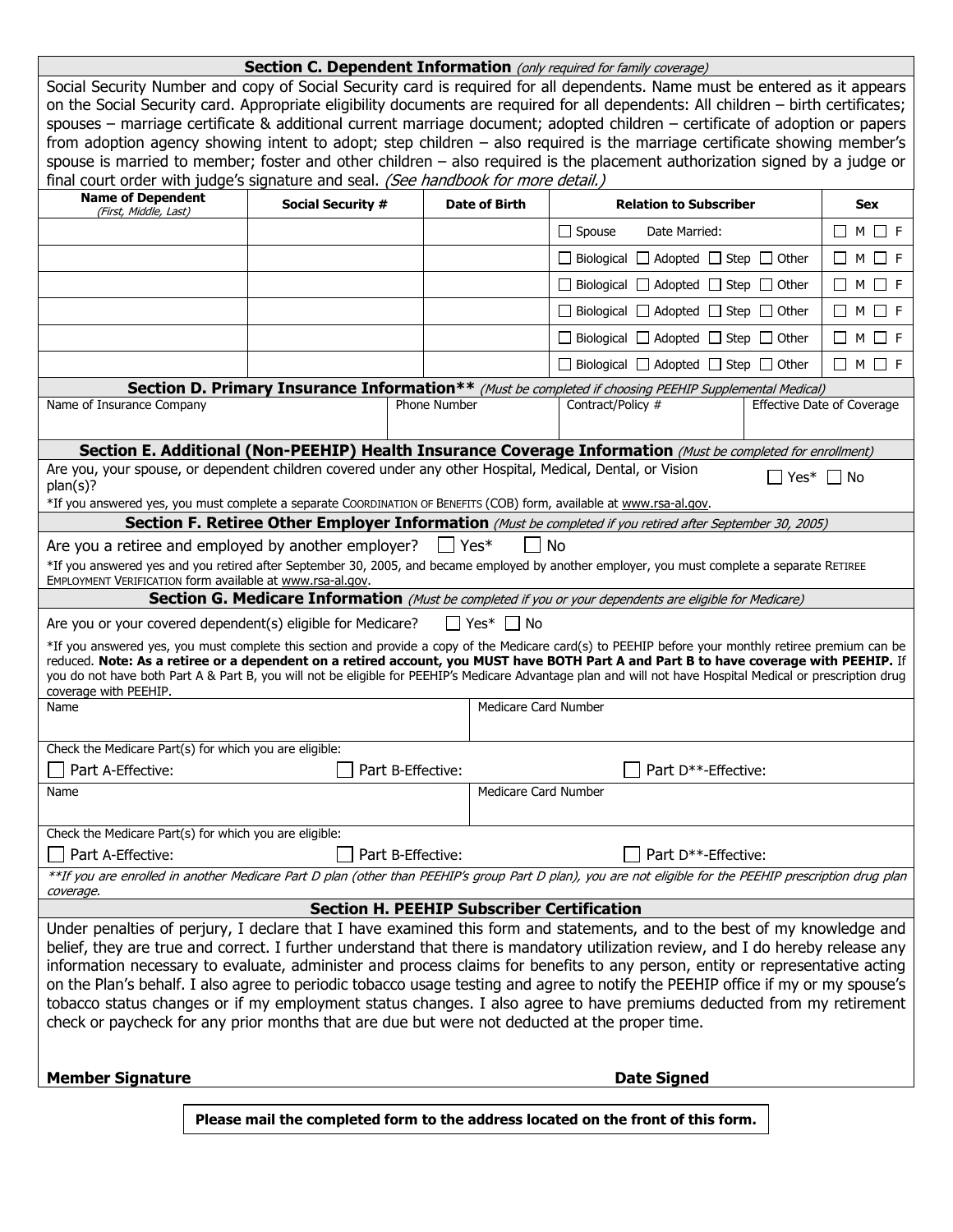## Section C. Dependent Information *(only required for family coverage)*

Social Security Number and copy of Social Security card is required for all dependents. Name must be entered as it appears on the Social Security card. Appropriate eligibility documents are required for all dependents: All children – birth certificates; spouses – marriage certificate & additional current marriage document; adopted children – certificate of adoption or papers from adoption agency showing intent to adopt; step children – also required is the marriage certificate showing member's spouse is married to member; foster and other children – also required is the placement authorization signed by a judge or final court order with judge's signature and seal. *(See handbook for more detail.)*

| Name of Dependent *(First, Middle, Last)* | Social Security # | Date of Birth | Relation to Subscriber | Sex |
|---|---|---|---|---|
| | | | ☐ Spouse Date Married: | ☐ M ☐ F |
| | | | ☐ Biological ☐ Adopted ☐ Step ☐ Other | ☐ M ☐ F |
| | | | ☐ Biological ☐ Adopted ☐ Step ☐ Other | ☐ M ☐ F |
| | | | ☐ Biological ☐ Adopted ☐ Step ☐ Other | ☐ M ☐ F |
| | | | ☐ Biological ☐ Adopted ☐ Step ☐ Other | ☐ M ☐ F |
| | | | ☐ Biological ☐ Adopted ☐ Step ☐ Other | ☐ M ☐ F |

## Section D. Primary Insurance Information** *(Must be completed if choosing PEEHIP Supplemental Medical)*

| Name of Insurance Company | Phone Number | Contract/Policy # | Effective Date of Coverage |
|---|---|---|---|
| | | | |

## Section E. Additional (Non-PEEHIP) Health Insurance Coverage Information *(Must be completed for enrollment)*

Are you, your spouse, or dependent children covered under any other Hospital, Medical, Dental, or Vision plan(s)? ☐ Yes* ☐ No

*If you answered yes, you must complete a separate COORDINATION OF BENEFITS (COB) form, available at www.rsa-al.gov.

## Section F. Retiree Other Employer Information *(Must be completed if you retired after September 30, 2005)*

Are you a retiree and employed by another employer? ☐ Yes* ☐ No

*If you answered yes and you retired after September 30, 2005, and became employed by another employer, you must complete a separate RETIREE EMPLOYMENT VERIFICATION form available at www.rsa-al.gov.

## Section G. Medicare Information *(Must be completed if you or your dependents are eligible for Medicare)*

Are you or your covered dependent(s) eligible for Medicare? ☐ Yes* ☐ No

*If you answered yes, you must complete this section and provide a copy of the Medicare card(s) to PEEHIP before your monthly retiree premium can be reduced. **Note: As a retiree or a dependent on a retired account, you MUST have BOTH Part A and Part B to have coverage with PEEHIP.** If you do not have both Part A & Part B, you will not be eligible for PEEHIP's Medicare Advantage plan and will not have Hospital Medical or prescription drug coverage with PEEHIP.

| Name | Medicare Card Number |
|---|---|
| | |

Check the Medicare Part(s) for which you are eligible:

☐ Part A-Effective: ☐ Part B-Effective: ☐ Part D**-Effective:

| Name | Medicare Card Number |
|---|---|
| | |

Check the Medicare Part(s) for which you are eligible:

☐ Part A-Effective: ☐ Part B-Effective: ☐ Part D**-Effective:

*\*\*If you are enrolled in another Medicare Part D plan (other than PEEHIP's group Part D plan), you are not eligible for the PEEHIP prescription drug plan coverage.*

## Section H. PEEHIP Subscriber Certification

Under penalties of perjury, I declare that I have examined this form and statements, and to the best of my knowledge and belief, they are true and correct. I further understand that there is mandatory utilization review, and I do hereby release any information necessary to evaluate, administer and process claims for benefits to any person, entity or representative acting on the Plan's behalf. I also agree to periodic tobacco usage testing and agree to notify the PEEHIP office if my or my spouse's tobacco status changes or if my employment status changes. I also agree to have premiums deducted from my retirement check or paycheck for any prior months that are due but were not deducted at the proper time.

**Member Signature** **Date Signed**

**Please mail the completed form to the address located on the front of this form.**